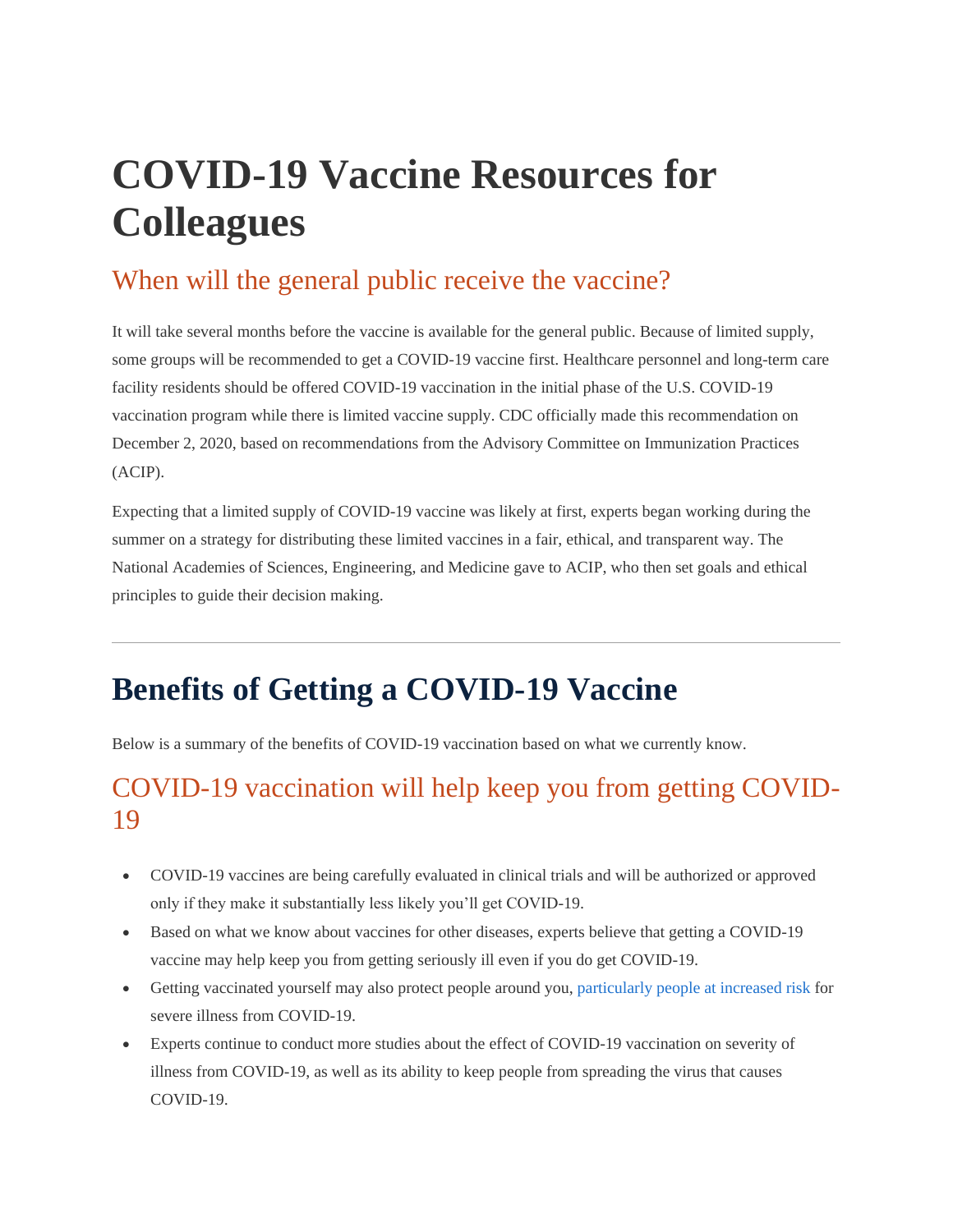# COVID-19 Vaccine Resources for Colleagues

## When will the general public receive the vaccine?

It will take several months before the vaccine is available for the general public. Because of limited supply, some groups will be recommended to get a COVID-19 vaccine first. Healthcare personnel and long-term care facility residents should be offered COVID-19 vaccination in the initial phase of the U.S. COVID-19 vaccination program while there is limited vaccine supply. CDC officially made this recommendation on December 2, 2020, based on recommendations from the Advisory Committee on Immunization Practices (ACIP).

Expecting that a limited supply of COVID-19 vaccine was likely at first, experts began working during the summer on a strategy for distributing these limited vaccines in a fair, ethical, and transparent way. The National Academies of Sciences, Engineering, and Medicine gave to ACIP, who then set goals and ethical principles to guide their decision making.

---

# Benefits of Getting a COVID-19 Vaccine

Below is a summary of the benefits of COVID-19 vaccination based on what we currently know.

## COVID-19 vaccination will help keep you from getting COVID-19

- COVID-19 vaccines are being carefully evaluated in clinical trials and will be authorized or approved only if they make it substantially less likely you'll get COVID-19.
- Based on what we know about vaccines for other diseases, experts believe that getting a COVID-19 vaccine may help keep you from getting seriously ill even if you do get COVID-19.
- Getting vaccinated yourself may also protect people around you, particularly people at increased risk for severe illness from COVID-19.
- Experts continue to conduct more studies about the effect of COVID-19 vaccination on severity of illness from COVID-19, as well as its ability to keep people from spreading the virus that causes COVID-19.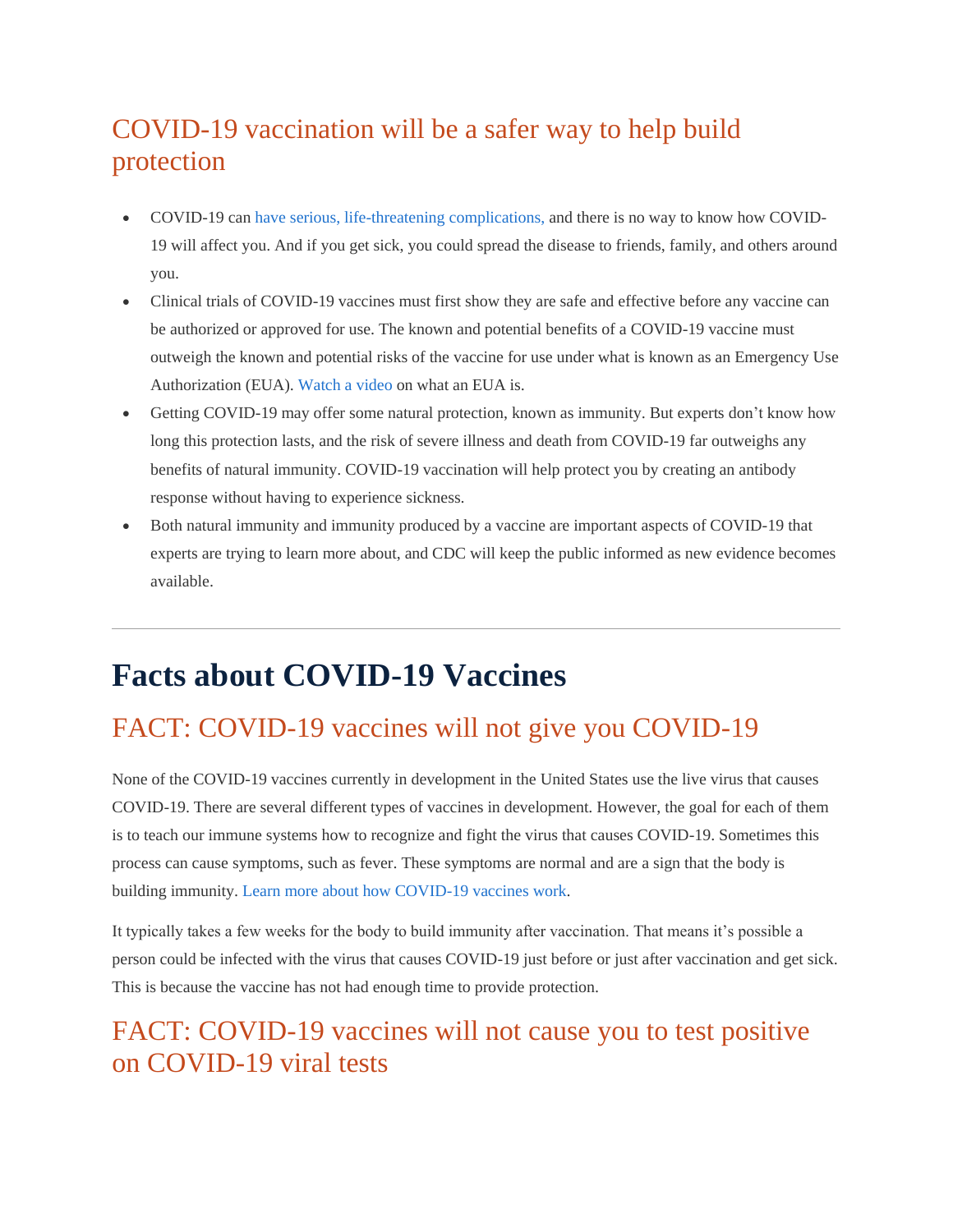## COVID-19 vaccination will be a safer way to help build protection

- COVID-19 can have serious, life-threatening complications, and there is no way to know how COVID-19 will affect you. And if you get sick, you could spread the disease to friends, family, and others around you.
- Clinical trials of COVID-19 vaccines must first show they are safe and effective before any vaccine can be authorized or approved for use. The known and potential benefits of a COVID-19 vaccine must outweigh the known and potential risks of the vaccine for use under what is known as an Emergency Use Authorization (EUA). Watch a video on what an EUA is.
- Getting COVID-19 may offer some natural protection, known as immunity. But experts don't know how long this protection lasts, and the risk of severe illness and death from COVID-19 far outweighs any benefits of natural immunity. COVID-19 vaccination will help protect you by creating an antibody response without having to experience sickness.
- Both natural immunity and immunity produced by a vaccine are important aspects of COVID-19 that experts are trying to learn more about, and CDC will keep the public informed as new evidence becomes available.

---

# Facts about COVID-19 Vaccines

## FACT: COVID-19 vaccines will not give you COVID-19

None of the COVID-19 vaccines currently in development in the United States use the live virus that causes COVID-19. There are several different types of vaccines in development. However, the goal for each of them is to teach our immune systems how to recognize and fight the virus that causes COVID-19. Sometimes this process can cause symptoms, such as fever. These symptoms are normal and are a sign that the body is building immunity. Learn more about how COVID-19 vaccines work.

It typically takes a few weeks for the body to build immunity after vaccination. That means it's possible a person could be infected with the virus that causes COVID-19 just before or just after vaccination and get sick. This is because the vaccine has not had enough time to provide protection.

## FACT: COVID-19 vaccines will not cause you to test positive on COVID-19 viral tests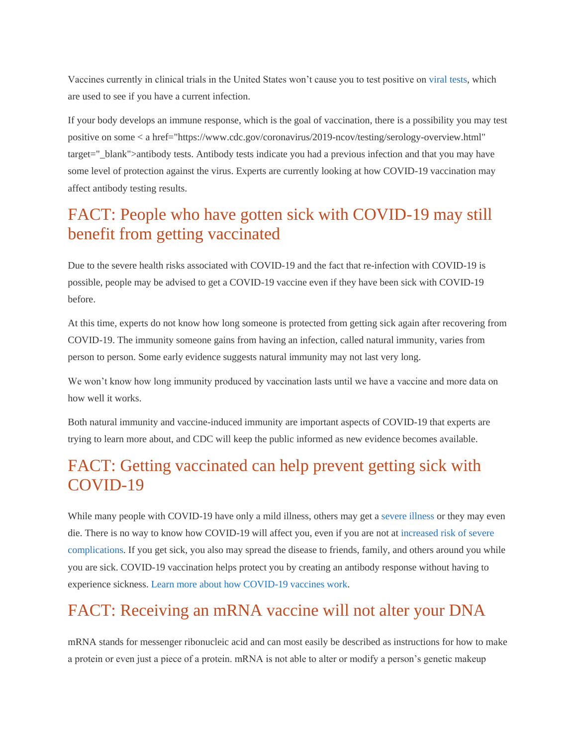Vaccines currently in clinical trials in the United States won't cause you to test positive on viral tests, which are used to see if you have a current infection.

If your body develops an immune response, which is the goal of vaccination, there is a possibility you may test positive on some < a href="https://www.cdc.gov/coronavirus/2019-ncov/testing/serology-overview.html" target="_blank">antibody tests. Antibody tests indicate you had a previous infection and that you may have some level of protection against the virus. Experts are currently looking at how COVID-19 vaccination may affect antibody testing results.

## FACT: People who have gotten sick with COVID-19 may still benefit from getting vaccinated

Due to the severe health risks associated with COVID-19 and the fact that re-infection with COVID-19 is possible, people may be advised to get a COVID-19 vaccine even if they have been sick with COVID-19 before.

At this time, experts do not know how long someone is protected from getting sick again after recovering from COVID-19. The immunity someone gains from having an infection, called natural immunity, varies from person to person. Some early evidence suggests natural immunity may not last very long.

We won't know how long immunity produced by vaccination lasts until we have a vaccine and more data on how well it works.

Both natural immunity and vaccine-induced immunity are important aspects of COVID-19 that experts are trying to learn more about, and CDC will keep the public informed as new evidence becomes available.

## FACT: Getting vaccinated can help prevent getting sick with COVID-19

While many people with COVID-19 have only a mild illness, others may get a severe illness or they may even die. There is no way to know how COVID-19 will affect you, even if you are not at increased risk of severe complications. If you get sick, you also may spread the disease to friends, family, and others around you while you are sick. COVID-19 vaccination helps protect you by creating an antibody response without having to experience sickness. Learn more about how COVID-19 vaccines work.

## FACT: Receiving an mRNA vaccine will not alter your DNA

mRNA stands for messenger ribonucleic acid and can most easily be described as instructions for how to make a protein or even just a piece of a protein. mRNA is not able to alter or modify a person's genetic makeup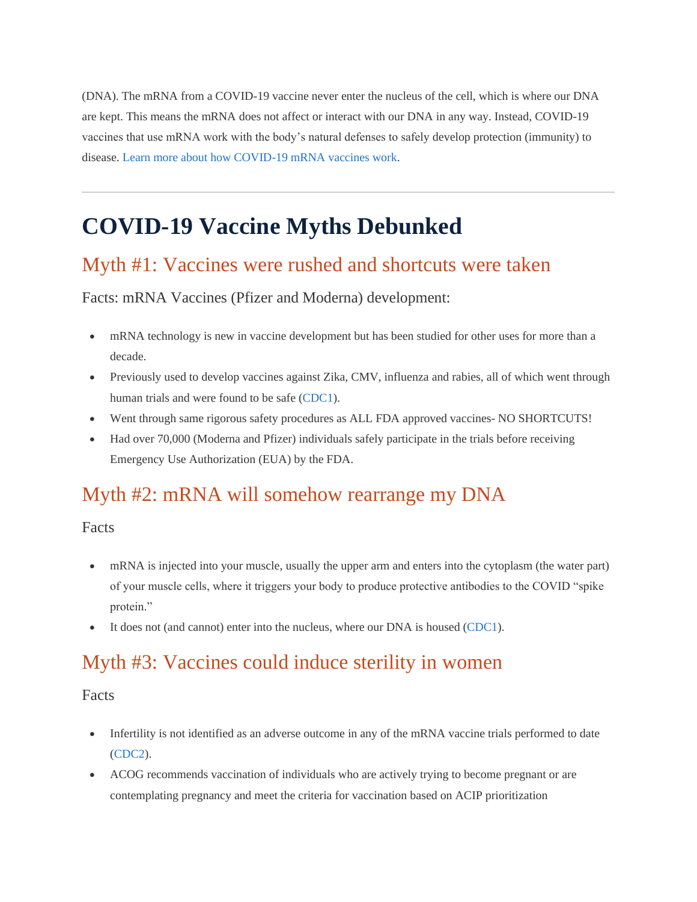(DNA). The mRNA from a COVID-19 vaccine never enter the nucleus of the cell, which is where our DNA are kept. This means the mRNA does not affect or interact with our DNA in any way. Instead, COVID-19 vaccines that use mRNA work with the body's natural defenses to safely develop protection (immunity) to disease. Learn more about how COVID-19 mRNA vaccines work.

---

# COVID-19 Vaccine Myths Debunked

## Myth #1: Vaccines were rushed and shortcuts were taken

Facts: mRNA Vaccines (Pfizer and Moderna) development:

- mRNA technology is new in vaccine development but has been studied for other uses for more than a decade.
- Previously used to develop vaccines against Zika, CMV, influenza and rabies, all of which went through human trials and were found to be safe (CDC1).
- Went through same rigorous safety procedures as ALL FDA approved vaccines- NO SHORTCUTS!
- Had over 70,000 (Moderna and Pfizer) individuals safely participate in the trials before receiving Emergency Use Authorization (EUA) by the FDA.

## Myth #2: mRNA will somehow rearrange my DNA

Facts

- mRNA is injected into your muscle, usually the upper arm and enters into the cytoplasm (the water part) of your muscle cells, where it triggers your body to produce protective antibodies to the COVID "spike protein."
- It does not (and cannot) enter into the nucleus, where our DNA is housed (CDC1).

## Myth #3: Vaccines could induce sterility in women

Facts

- Infertility is not identified as an adverse outcome in any of the mRNA vaccine trials performed to date (CDC2).
- ACOG recommends vaccination of individuals who are actively trying to become pregnant or are contemplating pregnancy and meet the criteria for vaccination based on ACIP prioritization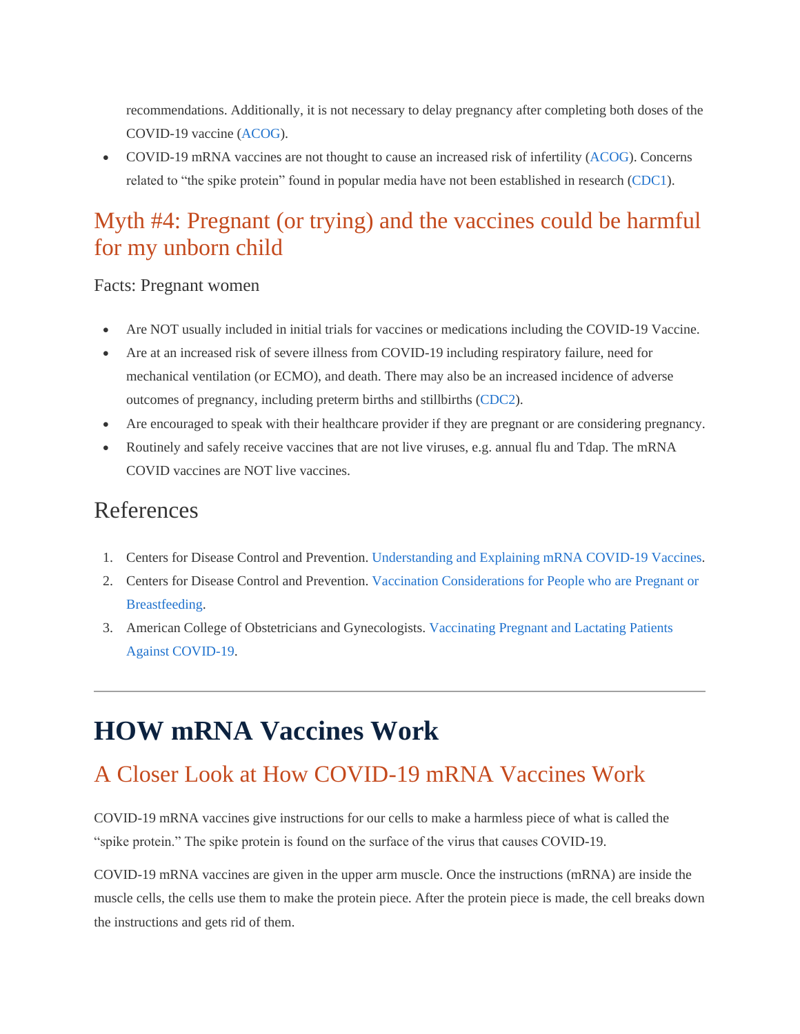recommendations. Additionally, it is not necessary to delay pregnancy after completing both doses of the COVID-19 vaccine (ACOG).

- COVID-19 mRNA vaccines are not thought to cause an increased risk of infertility (ACOG). Concerns related to "the spike protein" found in popular media have not been established in research (CDC1).

## Myth #4: Pregnant (or trying) and the vaccines could be harmful for my unborn child

Facts: Pregnant women

- Are NOT usually included in initial trials for vaccines or medications including the COVID-19 Vaccine.
- Are at an increased risk of severe illness from COVID-19 including respiratory failure, need for mechanical ventilation (or ECMO), and death. There may also be an increased incidence of adverse outcomes of pregnancy, including preterm births and stillbirths (CDC2).
- Are encouraged to speak with their healthcare provider if they are pregnant or are considering pregnancy.
- Routinely and safely receive vaccines that are not live viruses, e.g. annual flu and Tdap. The mRNA COVID vaccines are NOT live vaccines.

## References

1. Centers for Disease Control and Prevention. Understanding and Explaining mRNA COVID-19 Vaccines.
2. Centers for Disease Control and Prevention. Vaccination Considerations for People who are Pregnant or Breastfeeding.
3. American College of Obstetricians and Gynecologists. Vaccinating Pregnant and Lactating Patients Against COVID-19.

---

# HOW mRNA Vaccines Work

## A Closer Look at How COVID-19 mRNA Vaccines Work

COVID-19 mRNA vaccines give instructions for our cells to make a harmless piece of what is called the "spike protein." The spike protein is found on the surface of the virus that causes COVID-19.

COVID-19 mRNA vaccines are given in the upper arm muscle. Once the instructions (mRNA) are inside the muscle cells, the cells use them to make the protein piece. After the protein piece is made, the cell breaks down the instructions and gets rid of them.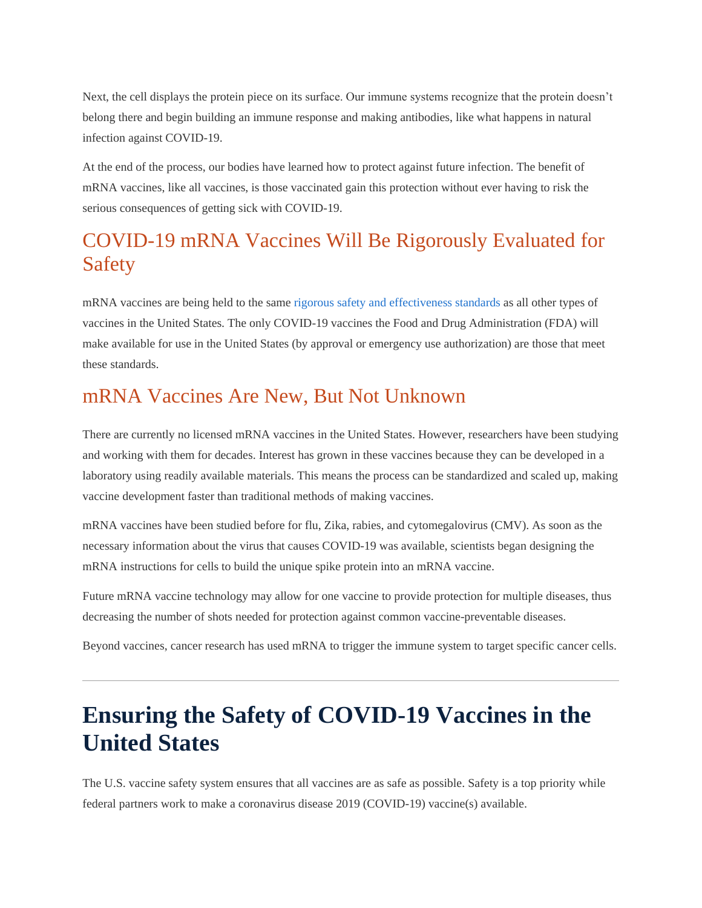Next, the cell displays the protein piece on its surface. Our immune systems recognize that the protein doesn't belong there and begin building an immune response and making antibodies, like what happens in natural infection against COVID-19.

At the end of the process, our bodies have learned how to protect against future infection. The benefit of mRNA vaccines, like all vaccines, is those vaccinated gain this protection without ever having to risk the serious consequences of getting sick with COVID-19.

## COVID-19 mRNA Vaccines Will Be Rigorously Evaluated for Safety

mRNA vaccines are being held to the same rigorous safety and effectiveness standards as all other types of vaccines in the United States. The only COVID-19 vaccines the Food and Drug Administration (FDA) will make available for use in the United States (by approval or emergency use authorization) are those that meet these standards.

## mRNA Vaccines Are New, But Not Unknown

There are currently no licensed mRNA vaccines in the United States. However, researchers have been studying and working with them for decades. Interest has grown in these vaccines because they can be developed in a laboratory using readily available materials. This means the process can be standardized and scaled up, making vaccine development faster than traditional methods of making vaccines.

mRNA vaccines have been studied before for flu, Zika, rabies, and cytomegalovirus (CMV). As soon as the necessary information about the virus that causes COVID-19 was available, scientists began designing the mRNA instructions for cells to build the unique spike protein into an mRNA vaccine.

Future mRNA vaccine technology may allow for one vaccine to provide protection for multiple diseases, thus decreasing the number of shots needed for protection against common vaccine-preventable diseases.

Beyond vaccines, cancer research has used mRNA to trigger the immune system to target specific cancer cells.

---

# Ensuring the Safety of COVID-19 Vaccines in the United States

The U.S. vaccine safety system ensures that all vaccines are as safe as possible. Safety is a top priority while federal partners work to make a coronavirus disease 2019 (COVID-19) vaccine(s) available.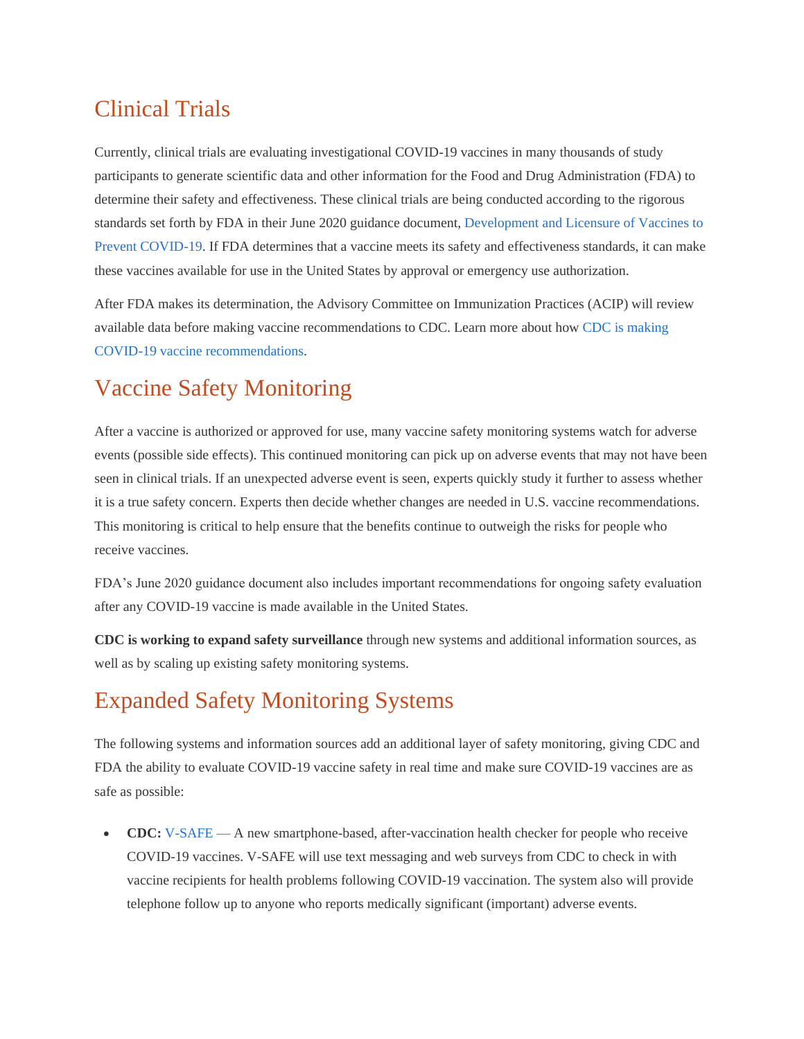## Clinical Trials

Currently, clinical trials are evaluating investigational COVID-19 vaccines in many thousands of study participants to generate scientific data and other information for the Food and Drug Administration (FDA) to determine their safety and effectiveness. These clinical trials are being conducted according to the rigorous standards set forth by FDA in their June 2020 guidance document, Development and Licensure of Vaccines to Prevent COVID-19. If FDA determines that a vaccine meets its safety and effectiveness standards, it can make these vaccines available for use in the United States by approval or emergency use authorization.

After FDA makes its determination, the Advisory Committee on Immunization Practices (ACIP) will review available data before making vaccine recommendations to CDC. Learn more about how CDC is making COVID-19 vaccine recommendations.

## Vaccine Safety Monitoring

After a vaccine is authorized or approved for use, many vaccine safety monitoring systems watch for adverse events (possible side effects). This continued monitoring can pick up on adverse events that may not have been seen in clinical trials. If an unexpected adverse event is seen, experts quickly study it further to assess whether it is a true safety concern. Experts then decide whether changes are needed in U.S. vaccine recommendations. This monitoring is critical to help ensure that the benefits continue to outweigh the risks for people who receive vaccines.

FDA's June 2020 guidance document also includes important recommendations for ongoing safety evaluation after any COVID-19 vaccine is made available in the United States.

**CDC is working to expand safety surveillance** through new systems and additional information sources, as well as by scaling up existing safety monitoring systems.

## Expanded Safety Monitoring Systems

The following systems and information sources add an additional layer of safety monitoring, giving CDC and FDA the ability to evaluate COVID-19 vaccine safety in real time and make sure COVID-19 vaccines are as safe as possible:

- **CDC:** V-SAFE — A new smartphone-based, after-vaccination health checker for people who receive COVID-19 vaccines. V-SAFE will use text messaging and web surveys from CDC to check in with vaccine recipients for health problems following COVID-19 vaccination. The system also will provide telephone follow up to anyone who reports medically significant (important) adverse events.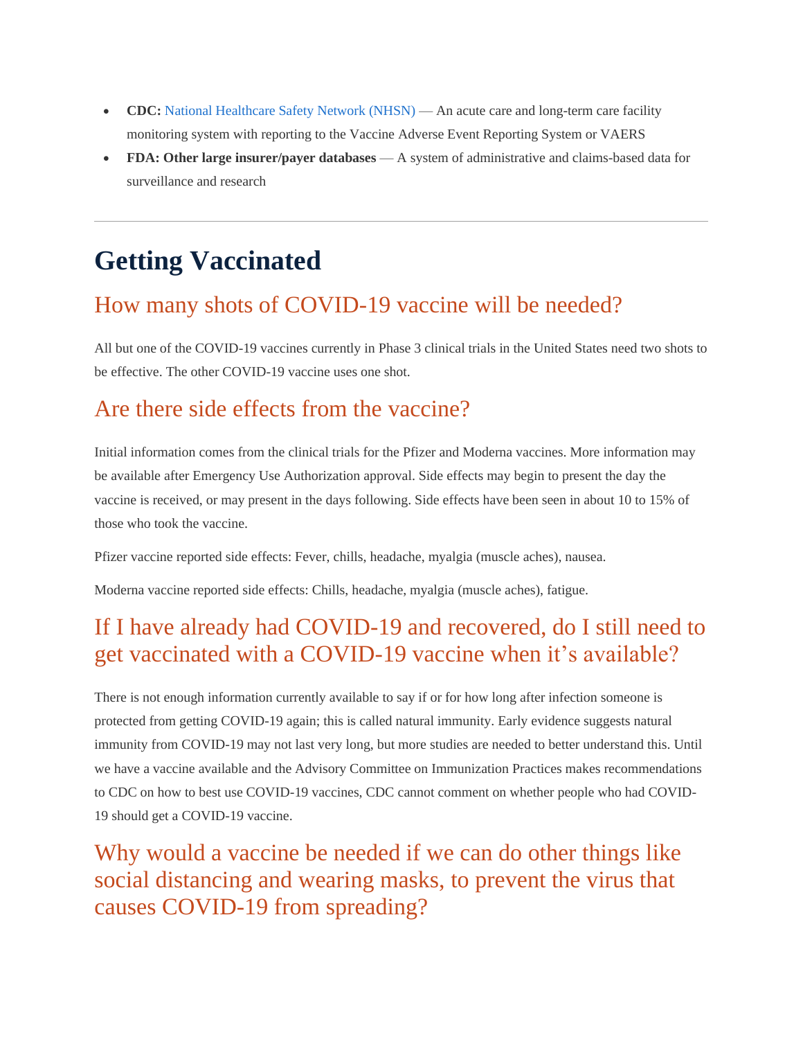- **CDC:** National Healthcare Safety Network (NHSN) — An acute care and long-term care facility monitoring system with reporting to the Vaccine Adverse Event Reporting System or VAERS
- **FDA: Other large insurer/payer databases** — A system of administrative and claims-based data for surveillance and research

---

# Getting Vaccinated

## How many shots of COVID-19 vaccine will be needed?

All but one of the COVID-19 vaccines currently in Phase 3 clinical trials in the United States need two shots to be effective. The other COVID-19 vaccine uses one shot.

## Are there side effects from the vaccine?

Initial information comes from the clinical trials for the Pfizer and Moderna vaccines. More information may be available after Emergency Use Authorization approval. Side effects may begin to present the day the vaccine is received, or may present in the days following. Side effects have been seen in about 10 to 15% of those who took the vaccine.

Pfizer vaccine reported side effects: Fever, chills, headache, myalgia (muscle aches), nausea.

Moderna vaccine reported side effects: Chills, headache, myalgia (muscle aches), fatigue.

## If I have already had COVID-19 and recovered, do I still need to get vaccinated with a COVID-19 vaccine when it's available?

There is not enough information currently available to say if or for how long after infection someone is protected from getting COVID-19 again; this is called natural immunity. Early evidence suggests natural immunity from COVID-19 may not last very long, but more studies are needed to better understand this. Until we have a vaccine available and the Advisory Committee on Immunization Practices makes recommendations to CDC on how to best use COVID-19 vaccines, CDC cannot comment on whether people who had COVID-19 should get a COVID-19 vaccine.

## Why would a vaccine be needed if we can do other things like social distancing and wearing masks, to prevent the virus that causes COVID-19 from spreading?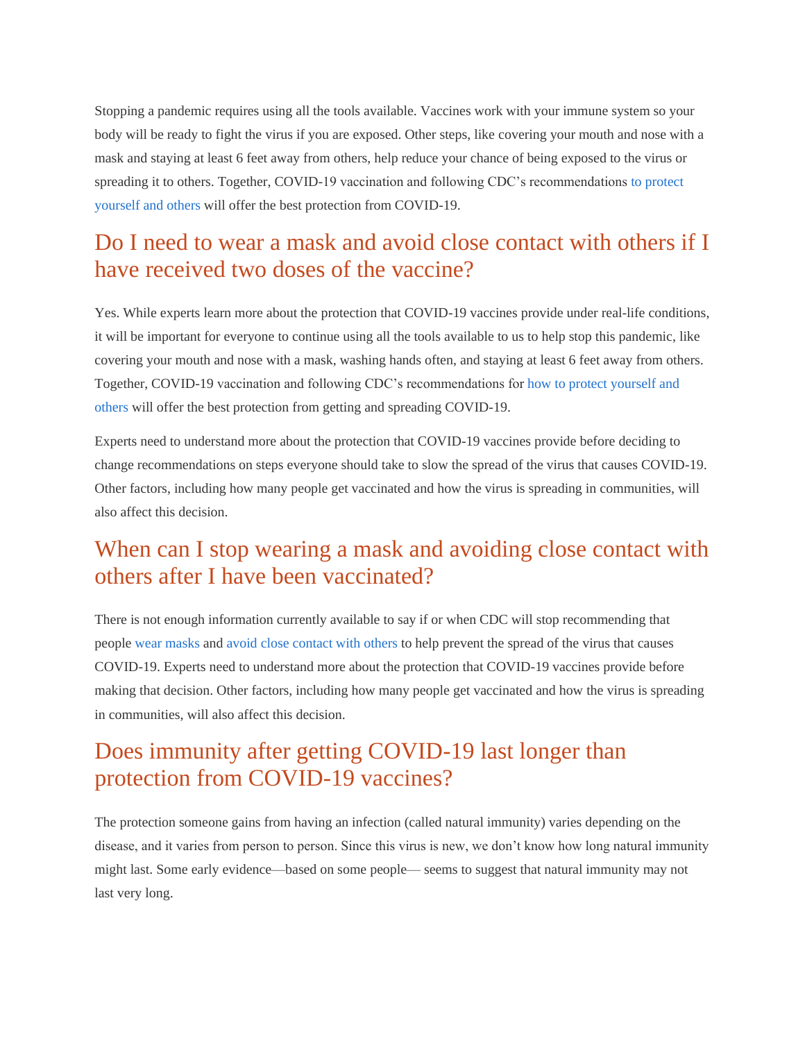Stopping a pandemic requires using all the tools available. Vaccines work with your immune system so your body will be ready to fight the virus if you are exposed. Other steps, like covering your mouth and nose with a mask and staying at least 6 feet away from others, help reduce your chance of being exposed to the virus or spreading it to others. Together, COVID-19 vaccination and following CDC's recommendations to protect yourself and others will offer the best protection from COVID-19.

## Do I need to wear a mask and avoid close contact with others if I have received two doses of the vaccine?

Yes. While experts learn more about the protection that COVID-19 vaccines provide under real-life conditions, it will be important for everyone to continue using all the tools available to us to help stop this pandemic, like covering your mouth and nose with a mask, washing hands often, and staying at least 6 feet away from others. Together, COVID-19 vaccination and following CDC's recommendations for how to protect yourself and others will offer the best protection from getting and spreading COVID-19.

Experts need to understand more about the protection that COVID-19 vaccines provide before deciding to change recommendations on steps everyone should take to slow the spread of the virus that causes COVID-19. Other factors, including how many people get vaccinated and how the virus is spreading in communities, will also affect this decision.

## When can I stop wearing a mask and avoiding close contact with others after I have been vaccinated?

There is not enough information currently available to say if or when CDC will stop recommending that people wear masks and avoid close contact with others to help prevent the spread of the virus that causes COVID-19. Experts need to understand more about the protection that COVID-19 vaccines provide before making that decision. Other factors, including how many people get vaccinated and how the virus is spreading in communities, will also affect this decision.

## Does immunity after getting COVID-19 last longer than protection from COVID-19 vaccines?

The protection someone gains from having an infection (called natural immunity) varies depending on the disease, and it varies from person to person. Since this virus is new, we don't know how long natural immunity might last. Some early evidence—based on some people— seems to suggest that natural immunity may not last very long.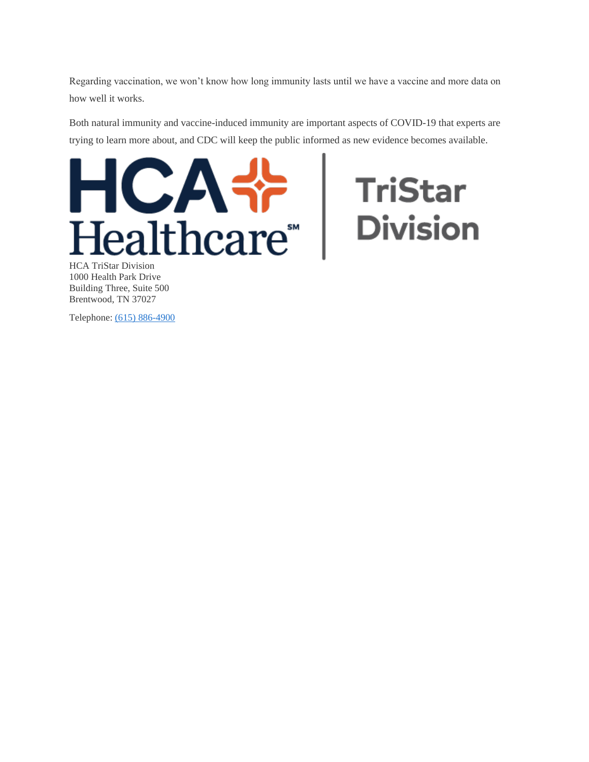Regarding vaccination, we won't know how long immunity lasts until we have a vaccine and more data on how well it works.

Both natural immunity and vaccine-induced immunity are important aspects of COVID-19 that experts are trying to learn more about, and CDC will keep the public informed as new evidence becomes available.

HCA Healthcare[SM] | TriStar Division

HCA TriStar Division
1000 Health Park Drive
Building Three, Suite 500
Brentwood, TN 37027

Telephone: (615) 886-4900